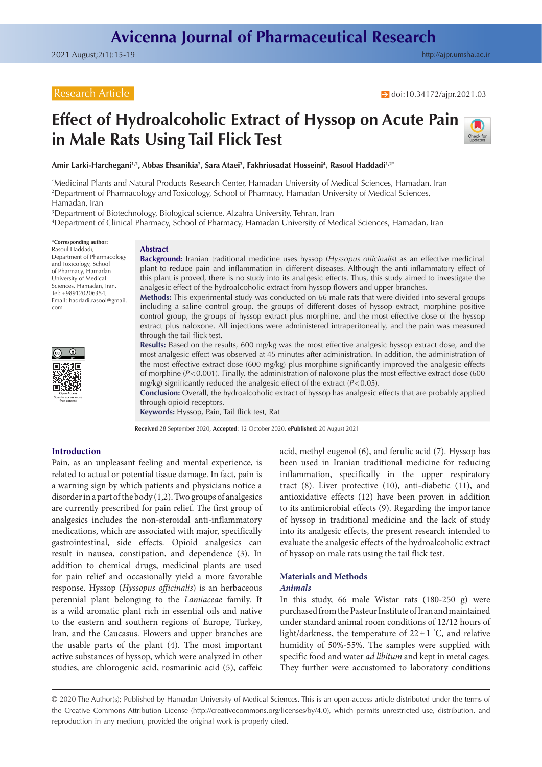Research Article

doi:10.34172/ajpr.2021.03

# Effect of Hydroalcoholic Extract of Hyssop on Acute Pain in Male Rats Using Tail Flick Test

**Amir Larki-Harchegani[1,2], Abbas Ehsanikia[2], Sara Ataei[3], Fakhriosadat Hosseini[4], Rasool Haddadi[1,2*]**

[1]Medicinal Plants and Natural Products Research Center, Hamadan University of Medical Sciences, Hamadan, Iran
[2]Department of Pharmacology and Toxicology, School of Pharmacy, Hamadan University of Medical Sciences, Hamadan, Iran
[3]Department of Biotechnology, Biological science, Alzahra University, Tehran, Iran
[4]Department of Clinical Pharmacy, School of Pharmacy, Hamadan University of Medical Sciences, Hamadan, Iran

*Corresponding author: Rasool Haddadi, Department of Pharmacology and Toxicology, School of Pharmacy, Hamadan University of Medical Sciences, Hamadan, Iran. Tel: +989120206354, Email: haddadi.rasool@gmail.com

## Abstract

**Background:** Iranian traditional medicine uses hyssop (*Hyssopus officinalis*) as an effective medicinal plant to reduce pain and inflammation in different diseases. Although the anti-inflammatory effect of this plant is proved, there is no study into its analgesic effects. Thus, this study aimed to investigate the analgesic effect of the hydroalcoholic extract from hyssop flowers and upper branches.

**Methods:** This experimental study was conducted on 66 male rats that were divided into several groups including a saline control group, the groups of different doses of hyssop extract, morphine positive control group, the groups of hyssop extract plus morphine, and the most effective dose of the hyssop extract plus naloxone. All injections were administered intraperitoneally, and the pain was measured through the tail flick test.

**Results:** Based on the results, 600 mg/kg was the most effective analgesic hyssop extract dose, and the most analgesic effect was observed at 45 minutes after administration. In addition, the administration of the most effective extract dose (600 mg/kg) plus morphine significantly improved the analgesic effects of morphine ($P<0.001$). Finally, the administration of naloxone plus the most effective extract dose (600 mg/kg) significantly reduced the analgesic effect of the extract ($P<0.05$).

**Conclusion:** Overall, the hydroalcoholic extract of hyssop has analgesic effects that are probably applied through opioid receptors.

**Keywords:** Hyssop, Pain, Tail flick test, Rat

**Received** 28 September 2020, **Accepted**: 12 October 2020, **ePublished**: 20 August 2021

## Introduction

Pain, as an unpleasant feeling and mental experience, is related to actual or potential tissue damage. In fact, pain is a warning sign by which patients and physicians notice a disorder in a part of the body (1,2). Two groups of analgesics are currently prescribed for pain relief. The first group of analgesics includes the non-steroidal anti-inflammatory medications, which are associated with major, specifically gastrointestinal, side effects. Opioid analgesics can result in nausea, constipation, and dependence (3). In addition to chemical drugs, medicinal plants are used for pain relief and occasionally yield a more favorable response. Hyssop (*Hyssopus officinalis*) is an herbaceous perennial plant belonging to the *Lamiaceae* family. It is a wild aromatic plant rich in essential oils and native to the eastern and southern regions of Europe, Turkey, Iran, and the Caucasus. Flowers and upper branches are the usable parts of the plant (4). The most important active substances of hyssop, which were analyzed in other studies, are chlorogenic acid, rosmarinic acid (5), caffeic acid, methyl eugenol (6), and ferulic acid (7). Hyssop has been used in Iranian traditional medicine for reducing inflammation, specifically in the upper respiratory tract (8). Liver protective (10), anti-diabetic (11), and antioxidative effects (12) have been proven in addition to its antimicrobial effects (9). Regarding the importance of hyssop in traditional medicine and the lack of study into its analgesic effects, the present research intended to evaluate the analgesic effects of the hydroalcoholic extract of hyssop on male rats using the tail flick test.

## Materials and Methods

### *Animals*

In this study, 66 male Wistar rats (180-250 g) were purchased from the Pasteur Institute of Iran and maintained under standard animal room conditions of 12/12 hours of light/darkness, the temperature of 22±1 °C, and relative humidity of 50%-55%. The samples were supplied with specific food and water *ad libitum* and kept in metal cages. They further were accustomed to laboratory conditions

© 2020 The Author(s); Published by Hamadan University of Medical Sciences. This is an open-access article distributed under the terms of the Creative Commons Attribution License (http://creativecommons.org/licenses/by/4.0), which permits unrestricted use, distribution, and reproduction in any medium, provided the original work is properly cited.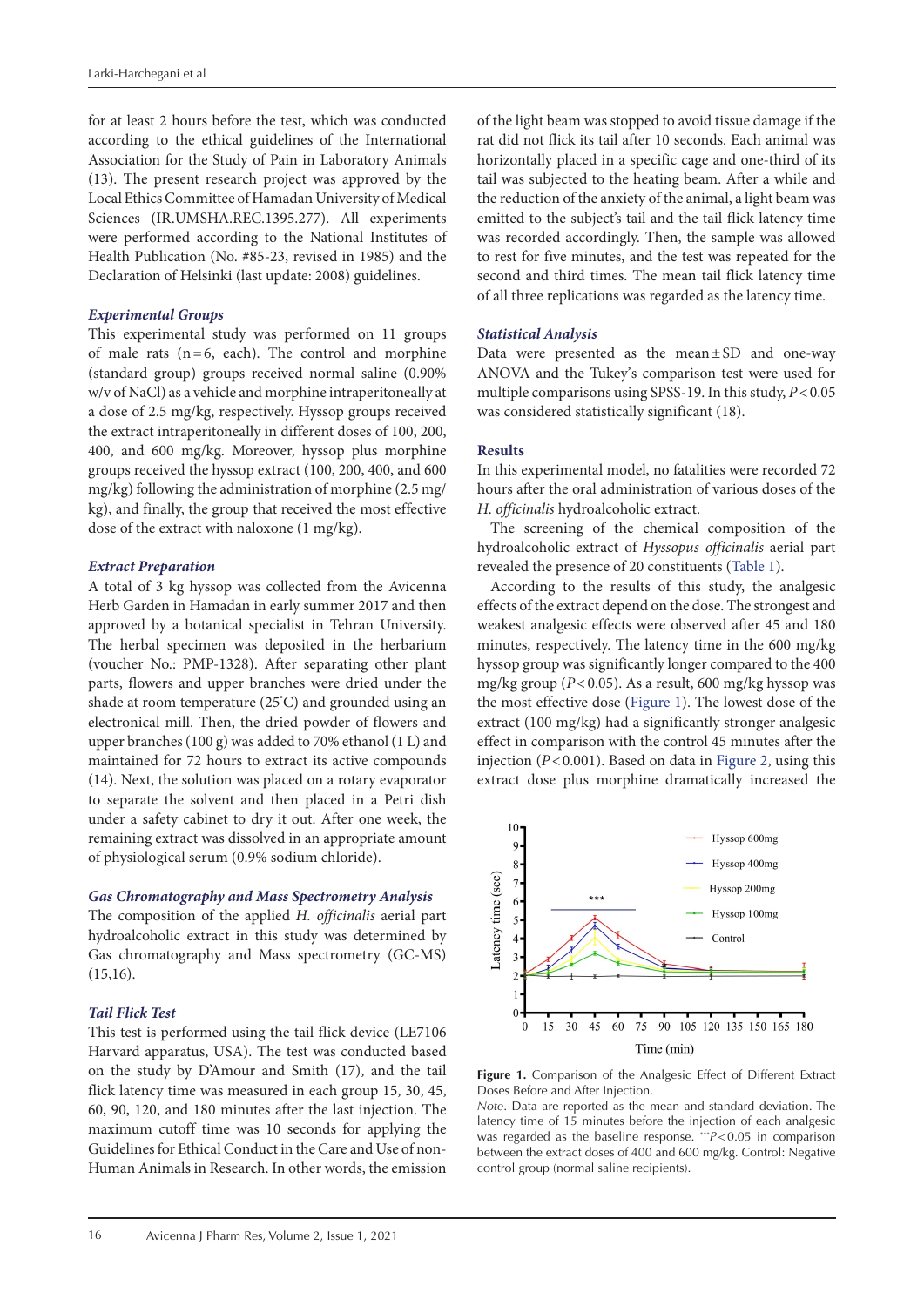for at least 2 hours before the test, which was conducted according to the ethical guidelines of the International Association for the Study of Pain in Laboratory Animals (13). The present research project was approved by the Local Ethics Committee of Hamadan University of Medical Sciences (IR.UMSHA.REC.1395.277). All experiments were performed according to the National Institutes of Health Publication (No. #85-23, revised in 1985) and the Declaration of Helsinki (last update: 2008) guidelines.

### *Experimental Groups*

This experimental study was performed on 11 groups of male rats (n = 6, each). The control and morphine (standard group) groups received normal saline (0.90% w/v of NaCl) as a vehicle and morphine intraperitoneally at a dose of 2.5 mg/kg, respectively. Hyssop groups received the extract intraperitoneally in different doses of 100, 200, 400, and 600 mg/kg. Moreover, hyssop plus morphine groups received the hyssop extract (100, 200, 400, and 600 mg/kg) following the administration of morphine (2.5 mg/kg), and finally, the group that received the most effective dose of the extract with naloxone (1 mg/kg).

### *Extract Preparation*

A total of 3 kg hyssop was collected from the Avicenna Herb Garden in Hamadan in early summer 2017 and then approved by a botanical specialist in Tehran University. The herbal specimen was deposited in the herbarium (voucher No.: PMP-1328). After separating other plant parts, flowers and upper branches were dried under the shade at room temperature (25°C) and grounded using an electronical mill. Then, the dried powder of flowers and upper branches (100 g) was added to 70% ethanol (1 L) and maintained for 72 hours to extract its active compounds (14). Next, the solution was placed on a rotary evaporator to separate the solvent and then placed in a Petri dish under a safety cabinet to dry it out. After one week, the remaining extract was dissolved in an appropriate amount of physiological serum (0.9% sodium chloride).

### *Gas Chromatography and Mass Spectrometry Analysis*

The composition of the applied *H. officinalis* aerial part hydroalcoholic extract in this study was determined by Gas chromatography and Mass Spectrometry (GC-MS) (15,16).

### *Tail Flick Test*

This test is performed using the tail flick device (LE7106 Harvard apparatus, USA). The test was conducted based on the study by D'Amour and Smith (17), and the tail flick latency time was measured in each group 15, 30, 45, 60, 90, 120, and 180 minutes after the last injection. The maximum cutoff time was 10 seconds for applying the Guidelines for Ethical Conduct in the Care and Use of non-Human Animals in Research. In other words, the emission of the light beam was stopped to avoid tissue damage if the rat did not flick its tail after 10 seconds. Each animal was horizontally placed in a specific cage and one-third of its tail was subjected to the heating beam. After a while and the reduction of the anxiety of the animal, a light beam was emitted to the subject's tail and the tail flick latency time was recorded accordingly. Then, the sample was allowed to rest for five minutes, and the test was repeated for the second and third times. The mean tail flick latency time of all three replications was regarded as the latency time.

### *Statistical Analysis*

Data were presented as the mean ± SD and one-way ANOVA and the Tukey's comparison test were used for multiple comparisons using SPSS-19. In this study, $P < 0.05$ was considered statistically significant (18).

## Results

In this experimental model, no fatalities were recorded 72 hours after the oral administration of various doses of the *H. officinalis* hydroalcoholic extract.

The screening of the chemical composition of the hydroalcoholic extract of *Hyssopus officinalis* aerial part revealed the presence of 20 constituents (Table 1).

According to the results of this study, the analgesic effects of the extract depend on the dose. The strongest and weakest analgesic effects were observed after 45 and 180 minutes, respectively. The latency time in the 600 mg/kg hyssop group was significantly longer compared to the 400 mg/kg group ($P < 0.05$). As a result, 600 mg/kg hyssop was the most effective dose (Figure 1). The lowest dose of the extract (100 mg/kg) had a significantly stronger analgesic effect in comparison with the control 45 minutes after the injection ($P < 0.001$). Based on data in Figure 2, using this extract dose plus morphine dramatically increased the

**Figure 1.** Comparison of the Analgesic Effect of Different Extract Doses Before and After Injection.

*Note*. Data are reported as the mean and standard deviation. The latency time of 15 minutes before the injection of each analgesic was regarded as the baseline response. ***$P < 0.05$ in comparison between the extract doses of 400 and 600 mg/kg. Control: Negative control group (normal saline recipients).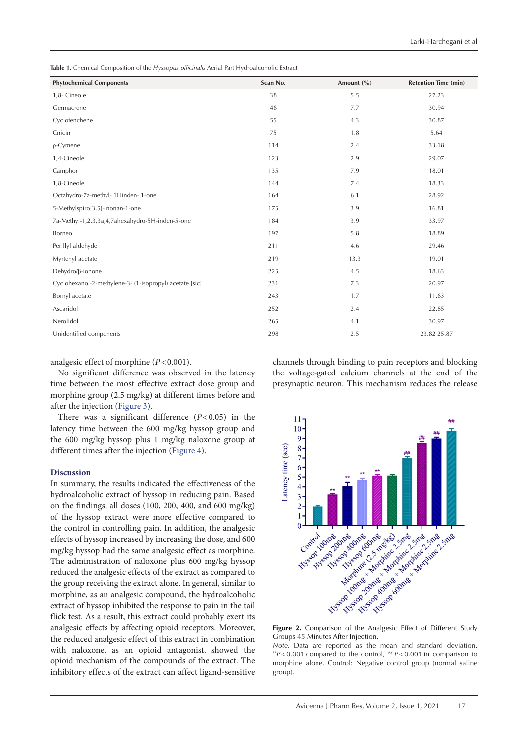**Table 1.** Chemical Composition of the *Hyssopus officinalis* Aerial Part Hydroalcoholic Extract

| Phytochemical Components | Scan No. | Amount (%) | Retention Time (min) |
|---|---|---|---|
| 1,8- Cineole | 38 | 5.5 | 27.23 |
| Germacrene | 46 | 7.7 | 30.94 |
| Cyclofenchene | 55 | 4.3 | 30.87 |
| Cnicin | 75 | 1.8 | 5.64 |
| ρ-Cymene | 114 | 2.4 | 33.18 |
| 1,4-Cineole | 123 | 2.9 | 29.07 |
| Camphor | 135 | 7.9 | 18.01 |
| 1,8-Cineole | 144 | 7.4 | 18.33 |
| Octahydro-7a-methyl- 1Hinden- 1-one | 164 | 6.1 | 28.92 |
| 5-Methylspiro[3.5]- nonan-1-one | 175 | 3.9 | 16.81 |
| 7a-Methyl-1,2,3,3a,4,7ahexahydro-5H-inden-5-one | 184 | 3.9 | 33.97 |
| Borneol | 197 | 5.8 | 18.89 |
| Perillyl aldehyde | 211 | 4.6 | 29.46 |
| Myrtenyl acetate | 219 | 13.3 | 19.01 |
| Dehydro/β-ionone | 225 | 4.5 | 18.63 |
| Cyclohexanol-2-methylene-3- (1-isopropyl) acetate [sic] | 231 | 7.3 | 20.97 |
| Bornyl acetate | 243 | 1.7 | 11.63 |
| Ascaridol | 252 | 2.4 | 22.85 |
| Nerolidol | 265 | 4.1 | 30.97 |
| Unidentified components | 298 | 2.5 | 23.82 25.87 |

analgesic effect of morphine ($P < 0.001$).

No significant difference was observed in the latency time between the most effective extract dose group and morphine group (2.5 mg/kg) at different times before and after the injection (Figure 3).

There was a significant difference ($P < 0.05$) in the latency time between the 600 mg/kg hyssop group and the 600 mg/kg hyssop plus 1 mg/kg naloxone group at different times after the injection (Figure 4).

## Discussion

In summary, the results indicated the effectiveness of the hydroalcoholic extract of hyssop in reducing pain. Based on the findings, all doses (100, 200, 400, and 600 mg/kg) of the hyssop extract were more effective compared to the control in controlling pain. In addition, the analgesic effects of hyssop increased by increasing the dose, and 600 mg/kg hyssop had the same analgesic effect as morphine. The administration of naloxone plus 600 mg/kg hyssop reduced the analgesic effects of the extract as compared to the group receiving the extract alone. In general, similar to morphine, as an analgesic compound, the hydroalcoholic extract of hyssop inhibited the response to pain in the tail flick test. As a result, this extract could probably exert its analgesic effects by affecting opioid receptors. Moreover, the reduced analgesic effect of this extract in combination with naloxone, as an opioid antagonist, showed the opioid mechanism of the compounds of the extract. The inhibitory effects of the extract can affect ligand-sensitive channels through binding to pain receptors and blocking the voltage-gated calcium channels at the end of the presynaptic neuron. This mechanism reduces the release

**Figure 2.** Comparison of the Analgesic Effect of Different Study Groups 45 Minutes After Injection.

*Note.* Data are reported as the mean and standard deviation. $^{**}P<0.001$ compared to the control, $^{\#\#}P<0.001$ in comparison to morphine alone. Control: Negative control group (normal saline group).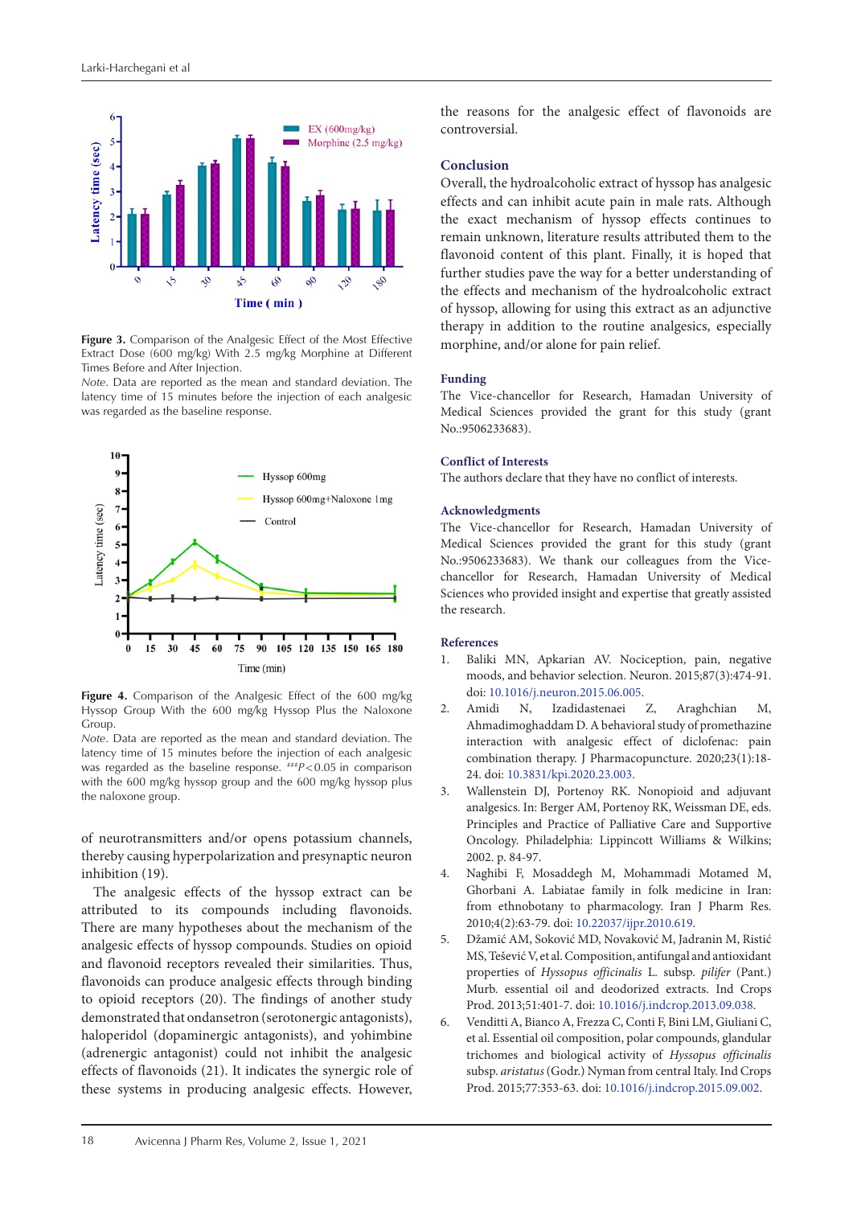Figure 3. Comparison of the Analgesic Effect of the Most Effective Extract Dose (600 mg/kg) With 2.5 mg/kg Morphine at Different Times Before and After Injection.

*Note*. Data are reported as the mean and standard deviation. The latency time of 15 minutes before the injection of each analgesic was regarded as the baseline response.

Figure 4. Comparison of the Analgesic Effect of the 600 mg/kg Hyssop Group With the 600 mg/kg Hyssop Plus the Naloxone Group.

*Note*. Data are reported as the mean and standard deviation. The latency time of 15 minutes before the injection of each analgesic was regarded as the baseline response. ###$P < 0.05$ in comparison with the 600 mg/kg hyssop group and the 600 mg/kg hyssop plus the naloxone group.

of neurotransmitters and/or opens potassium channels, thereby causing hyperpolarization and presynaptic neuron inhibition (19).

The analgesic effects of the hyssop extract can be attributed to its compounds including flavonoids. There are many hypotheses about the mechanism of the analgesic effects of hyssop compounds. Studies on opioid and flavonoid receptors revealed their similarities. Thus, flavonoids can produce analgesic effects through binding to opioid receptors (20). The findings of another study demonstrated that ondansetron (serotonergic antagonists), haloperidol (dopaminergic antagonists), and yohimbine (adrenergic antagonist) could not inhibit the analgesic effects of flavonoids (21). It indicates the synergic role of these systems in producing analgesic effects. However, the reasons for the analgesic effect of flavonoids are controversial.

## Conclusion

Overall, the hydroalcoholic extract of hyssop has analgesic effects and can inhibit acute pain in male rats. Although the exact mechanism of hyssop effects continues to remain unknown, literature results attributed them to the flavonoid content of this plant. Finally, it is hoped that further studies pave the way for a better understanding of the effects and mechanism of the hydroalcoholic extract of hyssop, allowing for using this extract as an adjunctive therapy in addition to the routine analgesics, especially morphine, and/or alone for pain relief.

## Funding

The Vice-chancellor for Research, Hamadan University of Medical Sciences provided the grant for this study (grant No.:9506233683).

## Conflict of Interests

The authors declare that they have no conflict of interests.

## Acknowledgments

The Vice-chancellor for Research, Hamadan University of Medical Sciences provided the grant for this study (grant No.:9506233683). We thank our colleagues from the Vice-chancellor for Research, Hamadan University of Medical Sciences who provided insight and expertise that greatly assisted the research.

## References

1. Baliki MN, Apkarian AV. Nociception, pain, negative moods, and behavior selection. Neuron. 2015;87(3):474-91. doi: 10.1016/j.neuron.2015.06.005.
2. Amidi N, Izadidastenaei Z, Araghchian M, Ahmadimoghaddam D. A behavioral study of promethazine interaction with analgesic effect of diclofenac: pain combination therapy. J Pharmacopuncture. 2020;23(1):18-24. doi: 10.3831/kpi.2020.23.003.
3. Wallenstein DJ, Portenoy RK. Nonopioid and adjuvant analgesics. In: Berger AM, Portenoy RK, Weissman DE, eds. Principles and Practice of Palliative Care and Supportive Oncology. Philadelphia: Lippincott Williams & Wilkins; 2002. p. 84-97.
4. Naghibi F, Mosaddegh M, Mohammadi Motamed M, Ghorbani A. Labiatae family in folk medicine in Iran: from ethnobotany to pharmacology. Iran J Pharm Res. 2010;4(2):63-79. doi: 10.22037/ijpr.2010.619.
5. Džamić AM, Soković MD, Novaković M, Jadranin M, Ristić MS, Tešević V, et al. Composition, antifungal and antioxidant properties of *Hyssopus officinalis* L. subsp. *pilifer* (Pant.) Murb. essential oil and deodorized extracts. Ind Crops Prod. 2013;51:401-7. doi: 10.1016/j.indcrop.2013.09.038.
6. Venditti A, Bianco A, Frezza C, Conti F, Bini LM, Giuliani C, et al. Essential oil composition, polar compounds, glandular trichomes and biological activity of *Hyssopus officinalis* subsp. *aristatus* (Godr.) Nyman from central Italy. Ind Crops Prod. 2015;77:353-63. doi: 10.1016/j.indcrop.2015.09.002.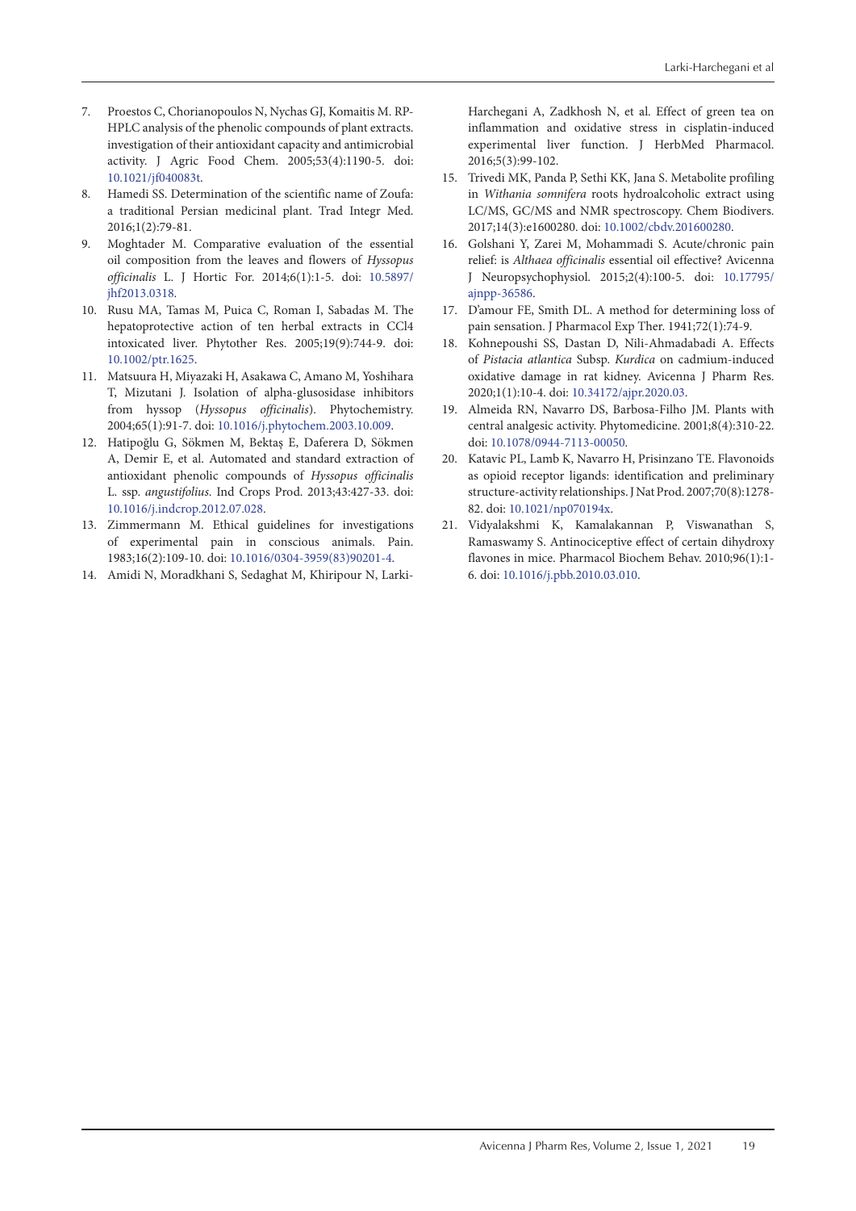7. Proestos C, Chorianopoulos N, Nychas GJ, Komaitis M. RP-HPLC analysis of the phenolic compounds of plant extracts. investigation of their antioxidant capacity and antimicrobial activity. J Agric Food Chem. 2005;53(4):1190-5. doi: 10.1021/jf040083t.
8. Hamedi SS. Determination of the scientific name of Zoufa: a traditional Persian medicinal plant. Trad Integr Med. 2016;1(2):79-81.
9. Moghtader M. Comparative evaluation of the essential oil composition from the leaves and flowers of *Hyssopus officinalis* L. J Hortic For. 2014;6(1):1-5. doi: 10.5897/jhf2013.0318.
10. Rusu MA, Tamas M, Puica C, Roman I, Sabadas M. The hepatoprotective action of ten herbal extracts in CCl4 intoxicated liver. Phytother Res. 2005;19(9):744-9. doi: 10.1002/ptr.1625.
11. Matsuura H, Miyazaki H, Asakawa C, Amano M, Yoshihara T, Mizutani J. Isolation of alpha-glusosidase inhibitors from hyssop (*Hyssopus officinalis*). Phytochemistry. 2004;65(1):91-7. doi: 10.1016/j.phytochem.2003.10.009.
12. Hatipoğlu G, Sökmen M, Bektaş E, Daferera D, Sökmen A, Demir E, et al. Automated and standard extraction of antioxidant phenolic compounds of *Hyssopus officinalis* L. ssp. *angustifolius*. Ind Crops Prod. 2013;43:427-33. doi: 10.1016/j.indcrop.2012.07.028.
13. Zimmermann M. Ethical guidelines for investigations of experimental pain in conscious animals. Pain. 1983;16(2):109-10. doi: 10.1016/0304-3959(83)90201-4.
14. Amidi N, Moradkhani S, Sedaghat M, Khiripour N, Larki-Harchegani A, Zadkhosh N, et al. Effect of green tea on inflammation and oxidative stress in cisplatin-induced experimental liver function. J HerbMed Pharmacol. 2016;5(3):99-102.
15. Trivedi MK, Panda P, Sethi KK, Jana S. Metabolite profiling in *Withania somnifera* roots hydroalcoholic extract using LC/MS, GC/MS and NMR spectroscopy. Chem Biodivers. 2017;14(3):e1600280. doi: 10.1002/cbdv.201600280.
16. Golshani Y, Zarei M, Mohammadi S. Acute/chronic pain relief: is *Althaea officinalis* essential oil effective? Avicenna J Neuropsychophysiol. 2015;2(4):100-5. doi: 10.17795/ajnpp-36586.
17. D'amour FE, Smith DL. A method for determining loss of pain sensation. J Pharmacol Exp Ther. 1941;72(1):74-9.
18. Kohnepoushi SS, Dastan D, Nili-Ahmadabadi A. Effects of *Pistacia atlantica* Subsp. *Kurdica* on cadmium-induced oxidative damage in rat kidney. Avicenna J Pharm Res. 2020;1(1):10-4. doi: 10.34172/ajpr.2020.03.
19. Almeida RN, Navarro DS, Barbosa-Filho JM. Plants with central analgesic activity. Phytomedicine. 2001;8(4):310-22. doi: 10.1078/0944-7113-00050.
20. Katavic PL, Lamb K, Navarro H, Prisinzano TE. Flavonoids as opioid receptor ligands: identification and preliminary structure-activity relationships. J Nat Prod. 2007;70(8):1278-82. doi: 10.1021/np070194x.
21. Vidyalakshmi K, Kamalakannan P, Viswanathan S, Ramaswamy S. Antinociceptive effect of certain dihydroxy flavones in mice. Pharmacol Biochem Behav. 2010;96(1):1-6. doi: 10.1016/j.pbb.2010.03.010.